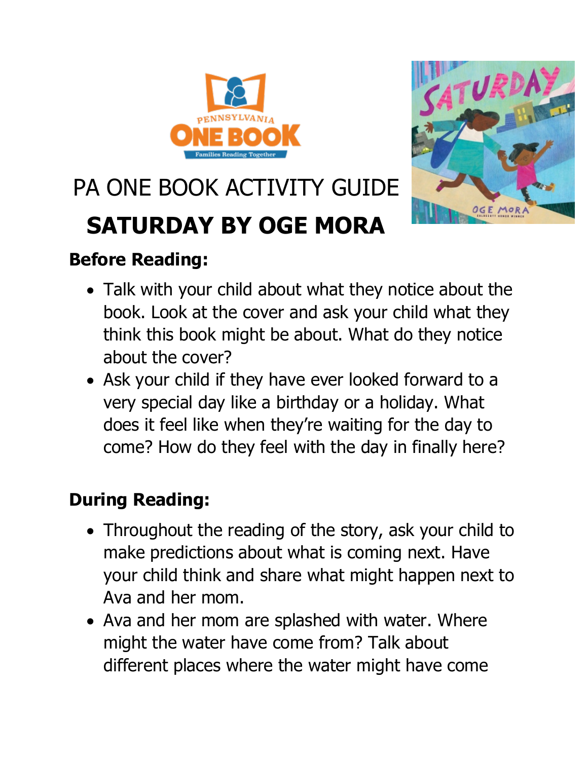# PA ONE BOOK ACTIVITY GUIDE

# SATURDAY BY OGE MORA

## Before Reading:

- Talk with your child about what they notice about the book. Look at the cover and ask your child what they think this book might be about. What do they notice about the cover?
- Ask your child if they have ever looked forward to a very special day like a birthday or a holiday. What does it feel like when they're waiting for the day to come? How do they feel with the day in finally here?

## During Reading:

- Throughout the reading of the story, ask your child to make predictions about what is coming next. Have your child think and share what might happen next to Ava and her mom.
- Ava and her mom are splashed with water. Where might the water have come from? Talk about different places where the water might have come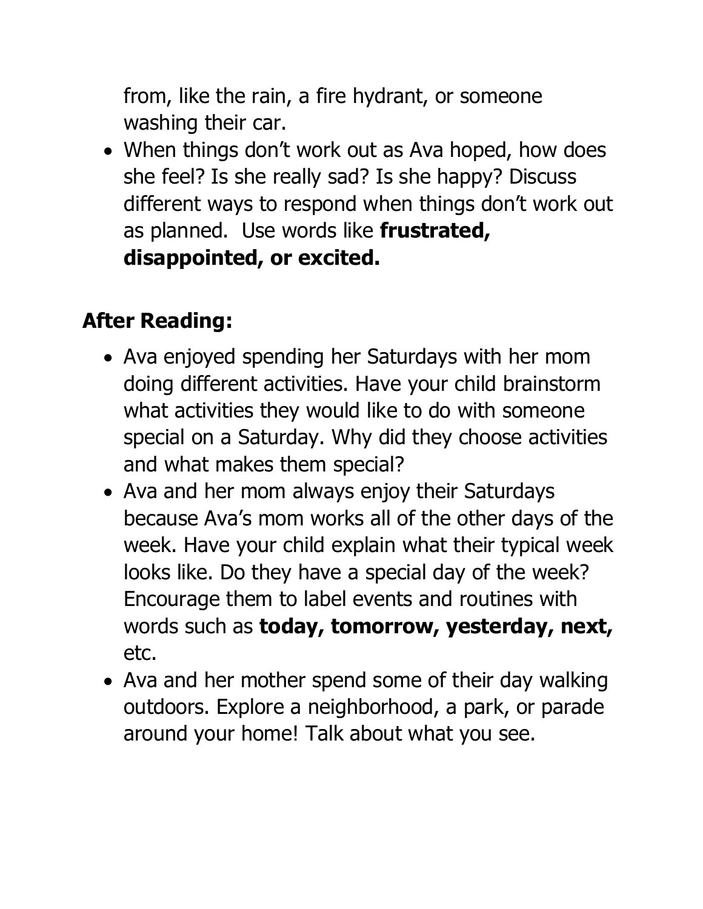from, like the rain, a fire hydrant, or someone washing their car.
- When things don't work out as Ava hoped, how does she feel? Is she really sad? Is she happy? Discuss different ways to respond when things don't work out as planned. Use words like **frustrated, disappointed, or excited.**

## After Reading:

- Ava enjoyed spending her Saturdays with her mom doing different activities. Have your child brainstorm what activities they would like to do with someone special on a Saturday. Why did they choose activities and what makes them special?
- Ava and her mom always enjoy their Saturdays because Ava's mom works all of the other days of the week. Have your child explain what their typical week looks like. Do they have a special day of the week? Encourage them to label events and routines with words such as **today, tomorrow, yesterday, next,** etc.
- Ava and her mother spend some of their day walking outdoors. Explore a neighborhood, a park, or parade around your home! Talk about what you see.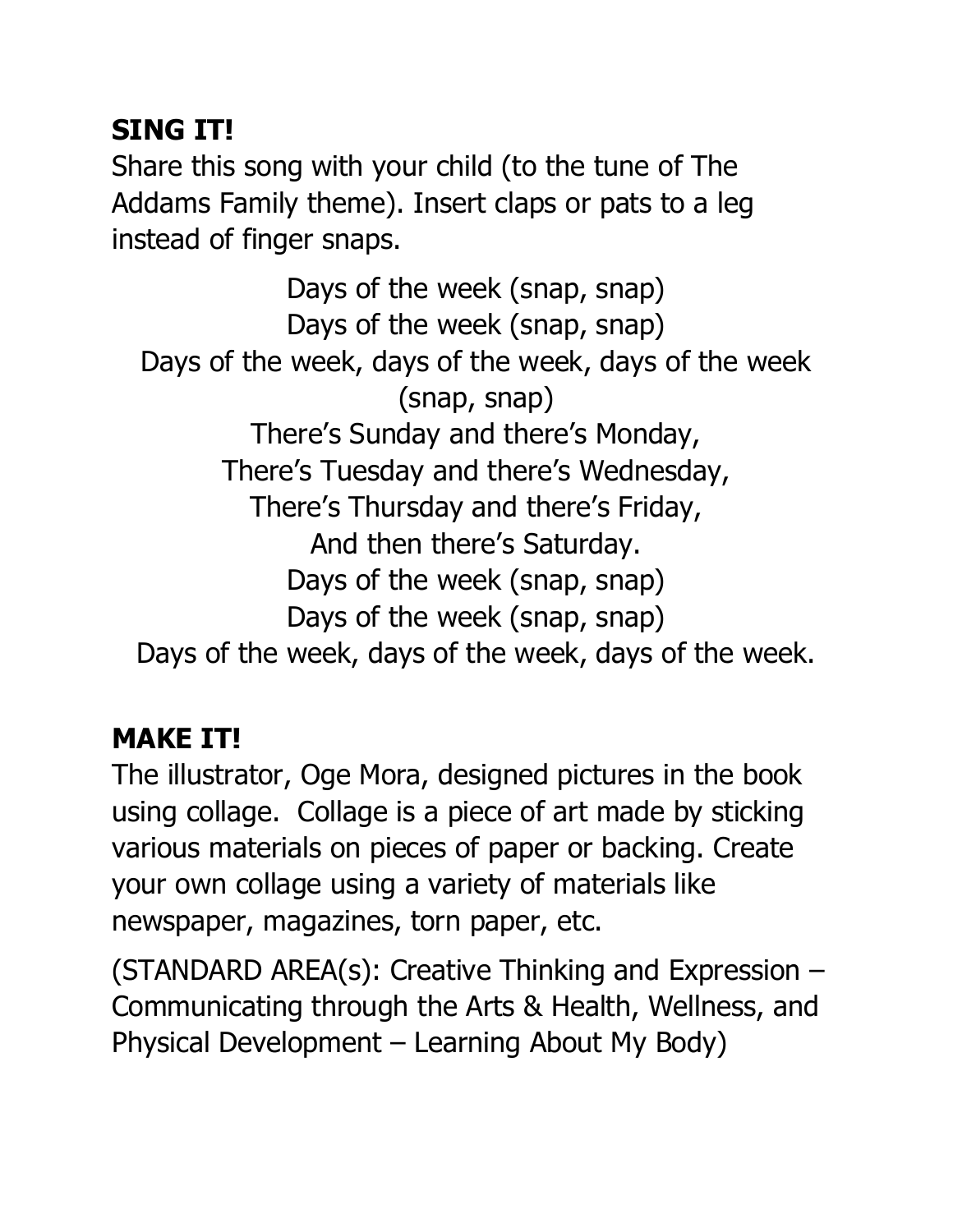## SING IT!

Share this song with your child (to the tune of The Addams Family theme). Insert claps or pats to a leg instead of finger snaps.

Days of the week (snap, snap)
Days of the week (snap, snap)
Days of the week, days of the week, days of the week (snap, snap)
There's Sunday and there's Monday,
There's Tuesday and there's Wednesday,
There's Thursday and there's Friday,
And then there's Saturday.
Days of the week (snap, snap)
Days of the week (snap, snap)
Days of the week, days of the week, days of the week.

## MAKE IT!

The illustrator, Oge Mora, designed pictures in the book using collage. Collage is a piece of art made by sticking various materials on pieces of paper or backing. Create your own collage using a variety of materials like newspaper, magazines, torn paper, etc.

(STANDARD AREA(s): Creative Thinking and Expression – Communicating through the Arts & Health, Wellness, and Physical Development – Learning About My Body)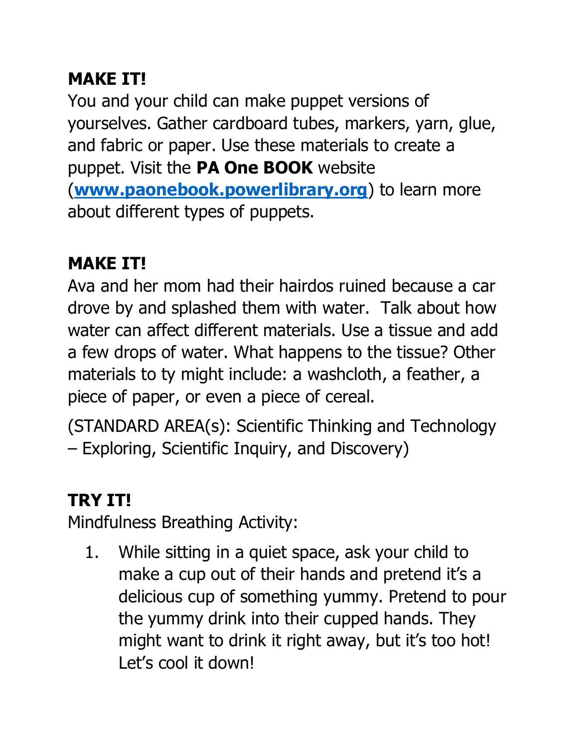**MAKE IT!**

You and your child can make puppet versions of yourselves. Gather cardboard tubes, markers, yarn, glue, and fabric or paper. Use these materials to create a puppet. Visit the **PA One BOOK** website (**[www.paonebook.powerlibrary.org](http://www.paonebook.powerlibrary.org)**) to learn more about different types of puppets.

**MAKE IT!**

Ava and her mom had their hairdos ruined because a car drove by and splashed them with water. Talk about how water can affect different materials. Use a tissue and add a few drops of water. What happens to the tissue? Other materials to ty might include: a washcloth, a feather, a piece of paper, or even a piece of cereal.

(STANDARD AREA(s): Scientific Thinking and Technology – Exploring, Scientific Inquiry, and Discovery)

**TRY IT!**

Mindfulness Breathing Activity:

1. While sitting in a quiet space, ask your child to make a cup out of their hands and pretend it's a delicious cup of something yummy. Pretend to pour the yummy drink into their cupped hands. They might want to drink it right away, but it's too hot! Let's cool it down!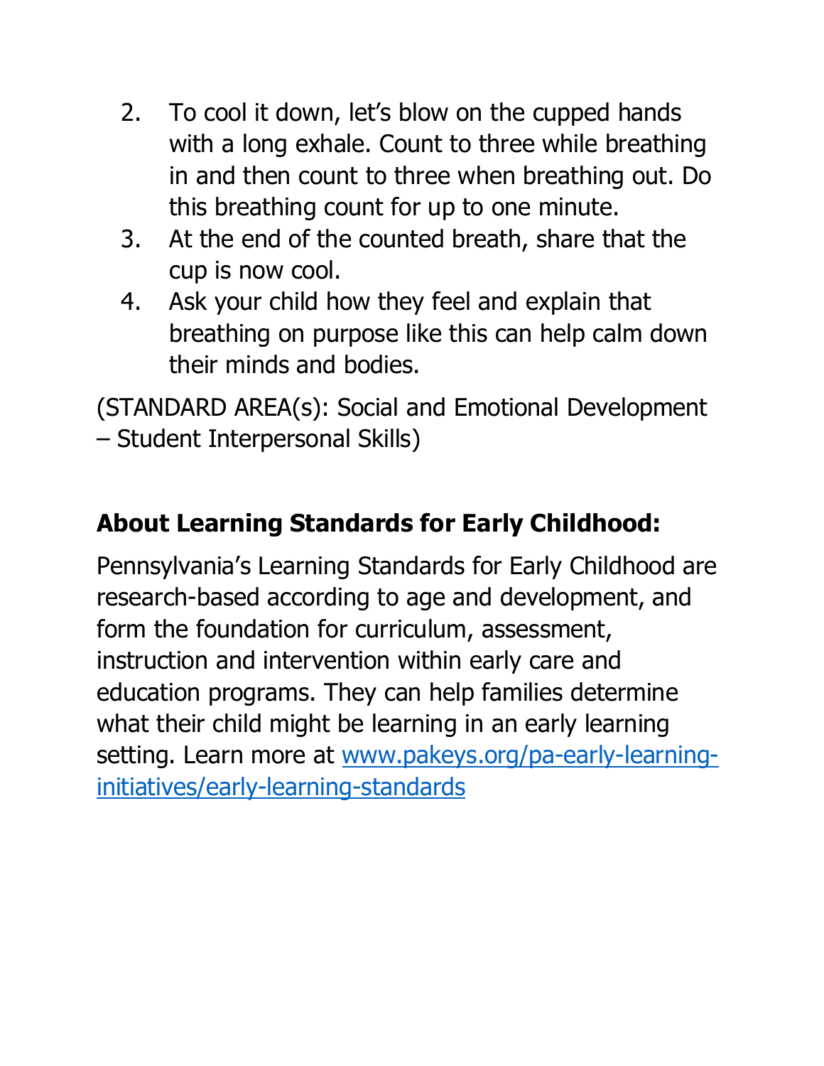2. To cool it down, let's blow on the cupped hands with a long exhale. Count to three while breathing in and then count to three when breathing out. Do this breathing count for up to one minute.
3. At the end of the counted breath, share that the cup is now cool.
4. Ask your child how they feel and explain that breathing on purpose like this can help calm down their minds and bodies.

(STANDARD AREA(s): Social and Emotional Development – Student Interpersonal Skills)

## About Learning Standards for Early Childhood:

Pennsylvania's Learning Standards for Early Childhood are research-based according to age and development, and form the foundation for curriculum, assessment, instruction and intervention within early care and education programs. They can help families determine what their child might be learning in an early learning setting. Learn more at [www.pakeys.org/pa-early-learning-initiatives/early-learning-standards](http://www.pakeys.org/pa-early-learning-initiatives/early-learning-standards)